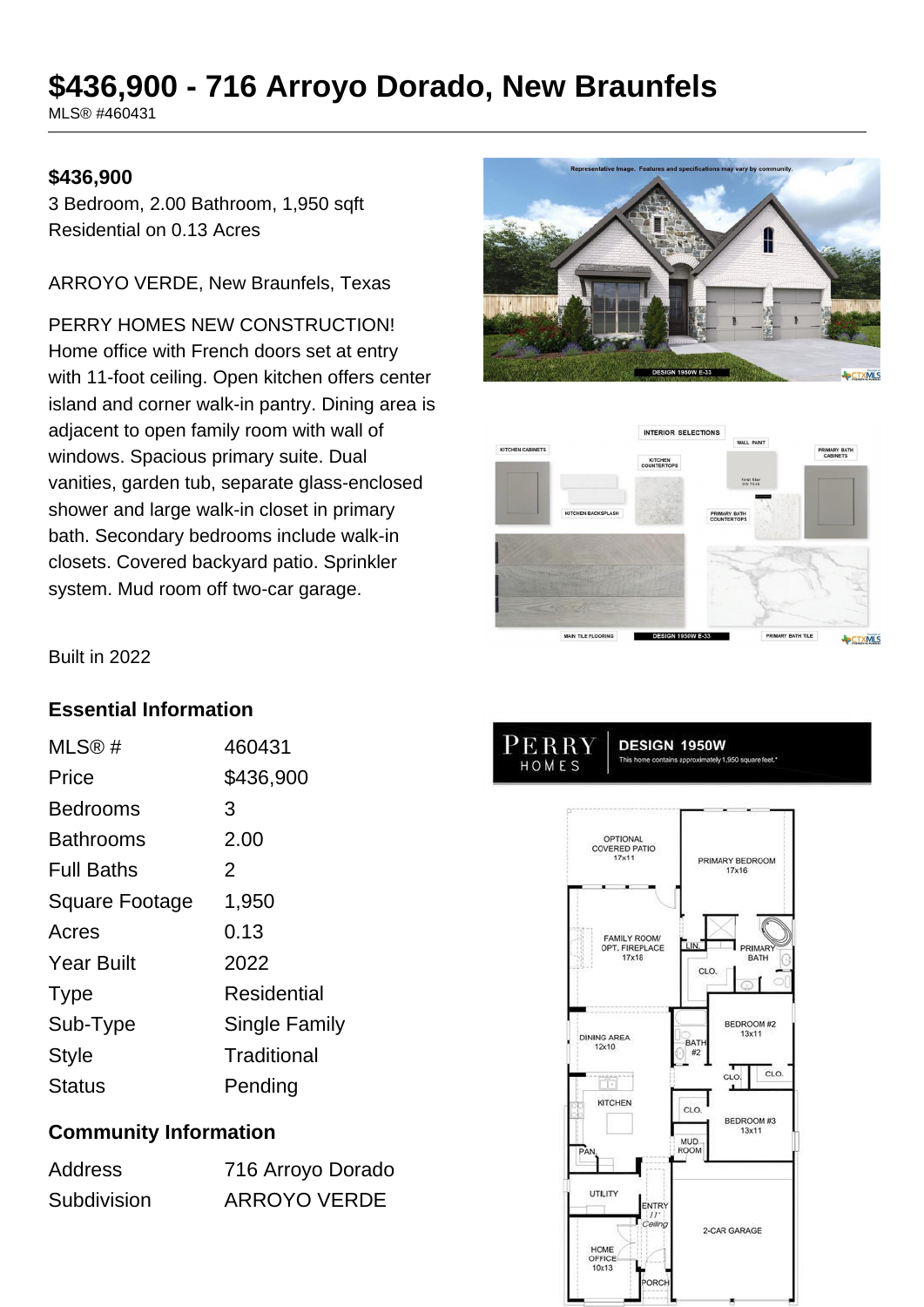# $436,900 - 716 Arroyo Dorado, New Braunfels

MLS® #460431

**$436,900**

3 Bedroom, 2.00 Bathroom, 1,950 sqft

Residential on 0.13 Acres

ARROYO VERDE, New Braunfels, Texas

PERRY HOMES NEW CONSTRUCTION! Home office with French doors set at entry with 11-foot ceiling. Open kitchen offers center island and corner walk-in pantry. Dining area is adjacent to open family room with wall of windows. Spacious primary suite. Dual vanities, garden tub, separate glass-enclosed shower and large walk-in closet in primary bath. Secondary bedrooms include walk-in closets. Covered backyard patio. Sprinkler system. Mud room off two-car garage.

Built in 2022

## Essential Information

| | |
|---|---|
| MLS® # | 460431 |
| Price | $436,900 |
| Bedrooms | 3 |
| Bathrooms | 2.00 |
| Full Baths | 2 |
| Square Footage | 1,950 |
| Acres | 0.13 |
| Year Built | 2022 |
| Type | Residential |
| Sub-Type | Single Family |
| Style | Traditional |
| Status | Pending |

## Community Information

| | |
|---|---|
| Address | 716 Arroyo Dorado |
| Subdivision | ARROYO VERDE |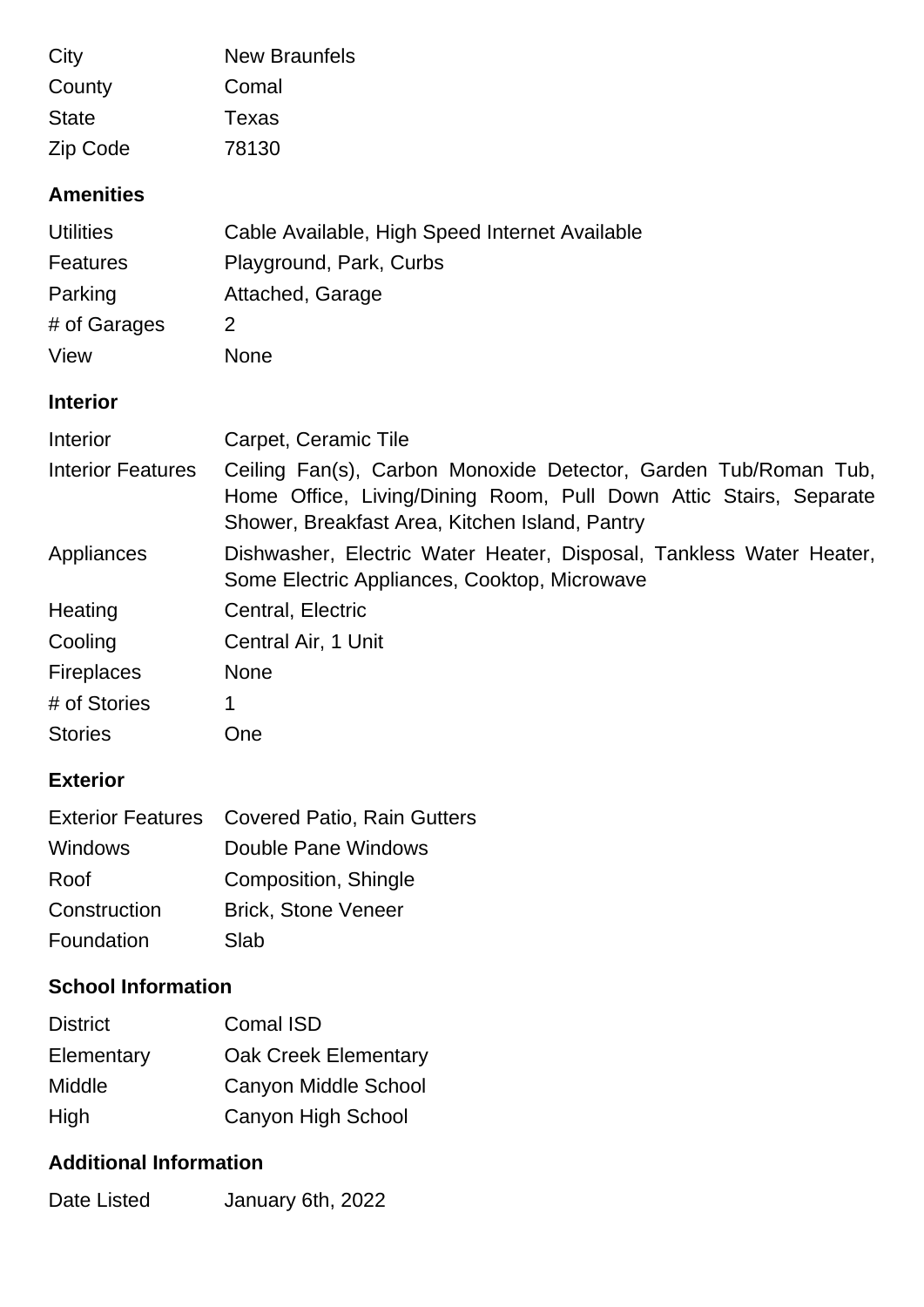| | |
|---|---|
| City | New Braunfels |
| County | Comal |
| State | Texas |
| Zip Code | 78130 |

## Amenities

| | |
|---|---|
| Utilities | Cable Available, High Speed Internet Available |
| Features | Playground, Park, Curbs |
| Parking | Attached, Garage |
| # of Garages | 2 |
| View | None |

## Interior

| | |
|---|---|
| Interior | Carpet, Ceramic Tile |
| Interior Features | Ceiling Fan(s), Carbon Monoxide Detector, Garden Tub/Roman Tub, Home Office, Living/Dining Room, Pull Down Attic Stairs, Separate Shower, Breakfast Area, Kitchen Island, Pantry |
| Appliances | Dishwasher, Electric Water Heater, Disposal, Tankless Water Heater, Some Electric Appliances, Cooktop, Microwave |
| Heating | Central, Electric |
| Cooling | Central Air, 1 Unit |
| Fireplaces | None |
| # of Stories | 1 |
| Stories | One |

## Exterior

| | |
|---|---|
| Exterior Features | Covered Patio, Rain Gutters |
| Windows | Double Pane Windows |
| Roof | Composition, Shingle |
| Construction | Brick, Stone Veneer |
| Foundation | Slab |

## School Information

| | |
|---|---|
| District | Comal ISD |
| Elementary | Oak Creek Elementary |
| Middle | Canyon Middle School |
| High | Canyon High School |

## Additional Information

| | |
|---|---|
| Date Listed | January 6th, 2022 |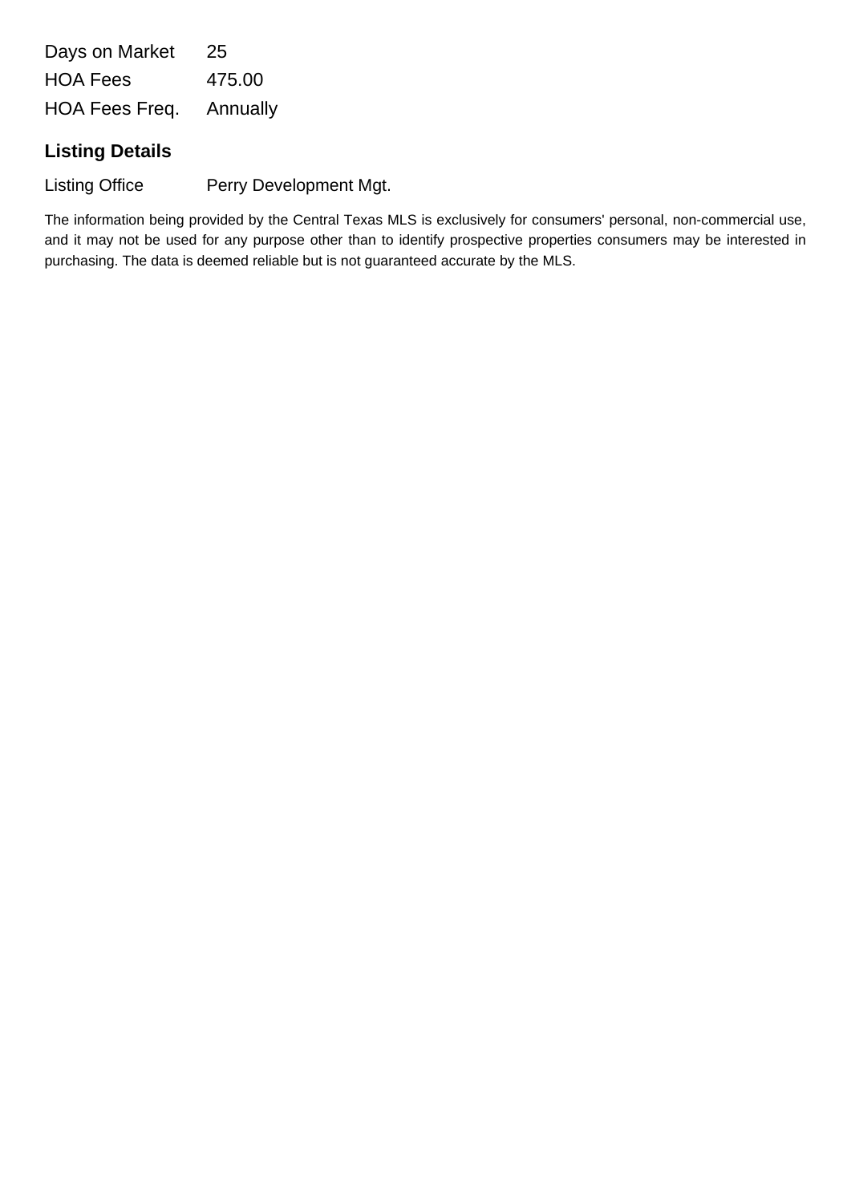| | |
|---|---|
| Days on Market | 25 |
| HOA Fees | 475.00 |
| HOA Fees Freq. | Annually |

## Listing Details

| | |
|---|---|
| Listing Office | Perry Development Mgt. |

The information being provided by the Central Texas MLS is exclusively for consumers' personal, non-commercial use, and it may not be used for any purpose other than to identify prospective properties consumers may be interested in purchasing. The data is deemed reliable but is not guaranteed accurate by the MLS.